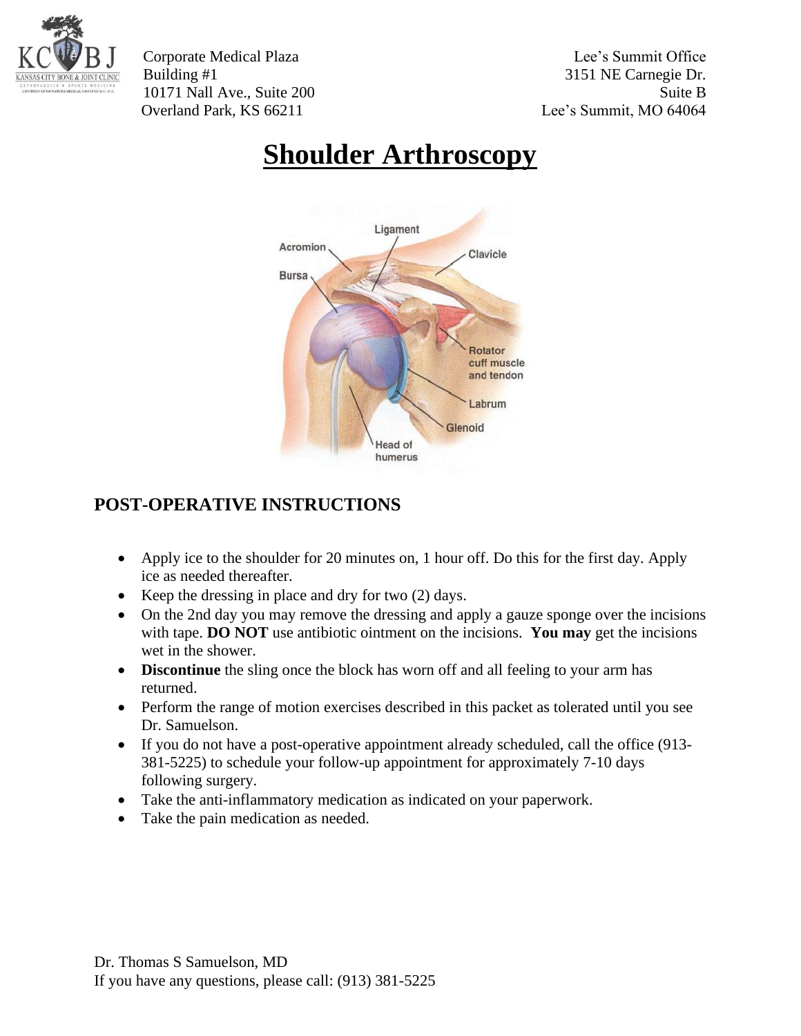Corporate Medical Plaza
Building #1
10171 Nall Ave., Suite 200
Overland Park, KS 66211

Lee's Summit Office
3151 NE Carnegie Dr.
Suite B
Lee's Summit, MO 64064

# Shoulder Arthroscopy

## POST-OPERATIVE INSTRUCTIONS

- Apply ice to the shoulder for 20 minutes on, 1 hour off. Do this for the first day. Apply ice as needed thereafter.
- Keep the dressing in place and dry for two (2) days.
- On the 2nd day you may remove the dressing and apply a gauze sponge over the incisions with tape. **DO NOT** use antibiotic ointment on the incisions. **You may** get the incisions wet in the shower.
- **Discontinue** the sling once the block has worn off and all feeling to your arm has returned.
- Perform the range of motion exercises described in this packet as tolerated until you see Dr. Samuelson.
- If you do not have a post-operative appointment already scheduled, call the office (913-381-5225) to schedule your follow-up appointment for approximately 7-10 days following surgery.
- Take the anti-inflammatory medication as indicated on your paperwork.
- Take the pain medication as needed.

Dr. Thomas S Samuelson, MD
If you have any questions, please call: (913) 381-5225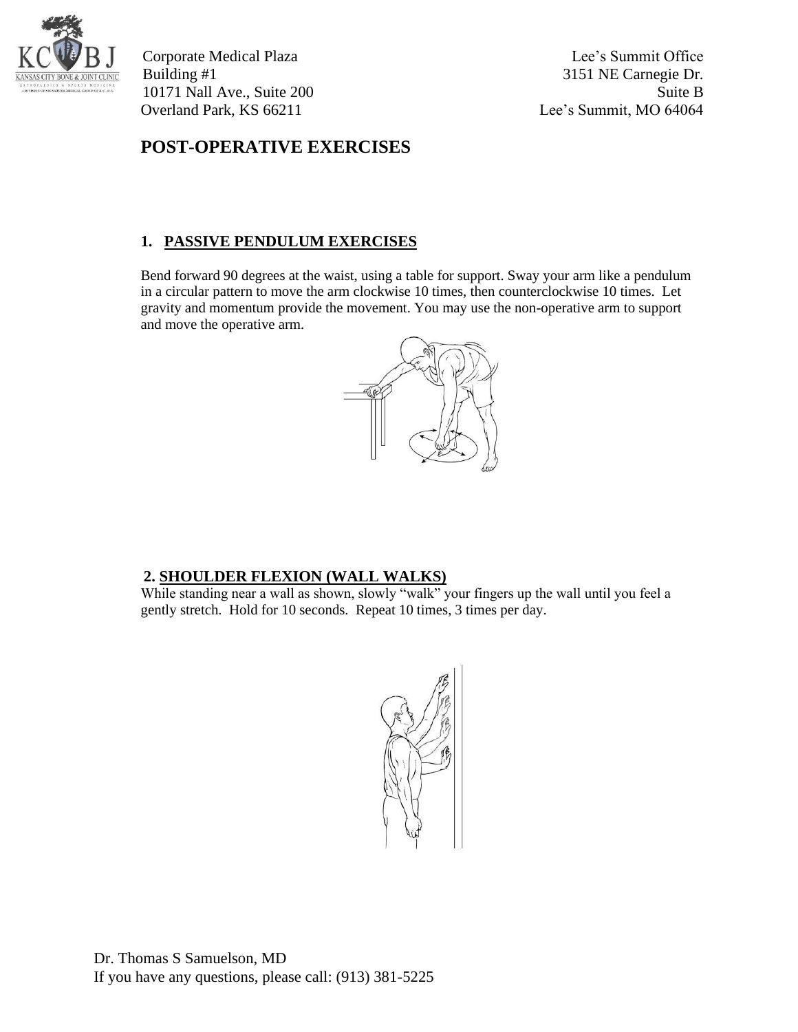Corporate Medical Plaza
Building #1
10171 Nall Ave., Suite 200
Overland Park, KS 66211

Lee's Summit Office
3151 NE Carnegie Dr.
Suite B
Lee's Summit, MO 64064

# POST-OPERATIVE EXERCISES

## 1. PASSIVE PENDULUM EXERCISES

Bend forward 90 degrees at the waist, using a table for support. Sway your arm like a pendulum in a circular pattern to move the arm clockwise 10 times, then counterclockwise 10 times. Let gravity and momentum provide the movement. You may use the non-operative arm to support and move the operative arm.

## 2. SHOULDER FLEXION (WALL WALKS)

While standing near a wall as shown, slowly "walk" your fingers up the wall until you feel a gently stretch. Hold for 10 seconds. Repeat 10 times, 3 times per day.

Dr. Thomas S Samuelson, MD
If you have any questions, please call: (913) 381-5225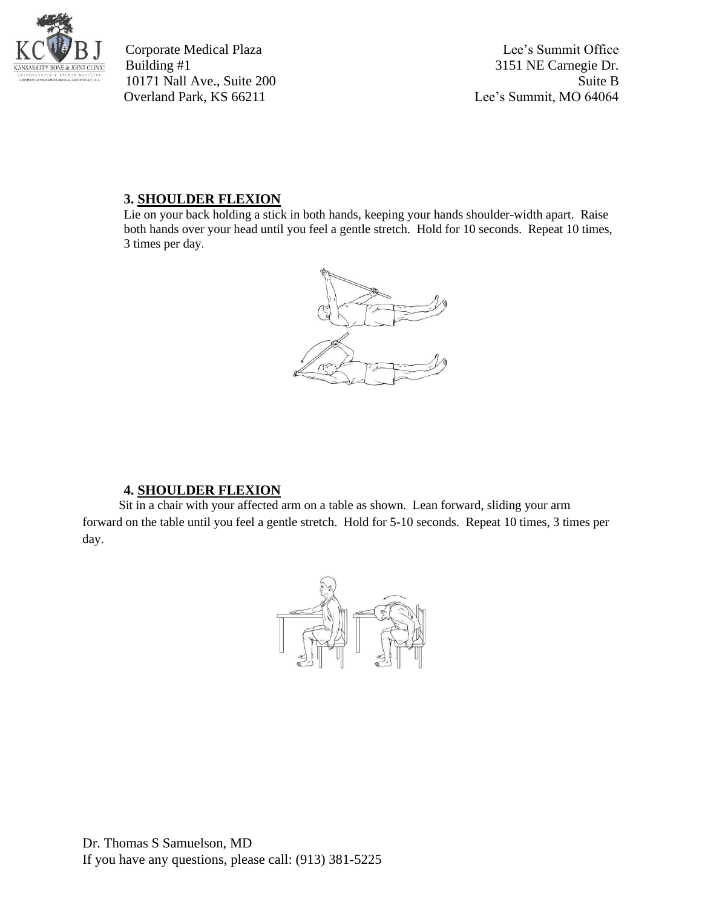Corporate Medical Plaza
Building #1
10171 Nall Ave., Suite 200
Overland Park, KS 66211

Lee's Summit Office
3151 NE Carnegie Dr.
Suite B
Lee's Summit, MO 64064

### 3. SHOULDER FLEXION

Lie on your back holding a stick in both hands, keeping your hands shoulder-width apart. Raise both hands over your head until you feel a gentle stretch. Hold for 10 seconds. Repeat 10 times, 3 times per day.

### 4. SHOULDER FLEXION

Sit in a chair with your affected arm on a table as shown. Lean forward, sliding your arm forward on the table until you feel a gentle stretch. Hold for 5-10 seconds. Repeat 10 times, 3 times per day.

Dr. Thomas S Samuelson, MD
If you have any questions, please call: (913) 381-5225